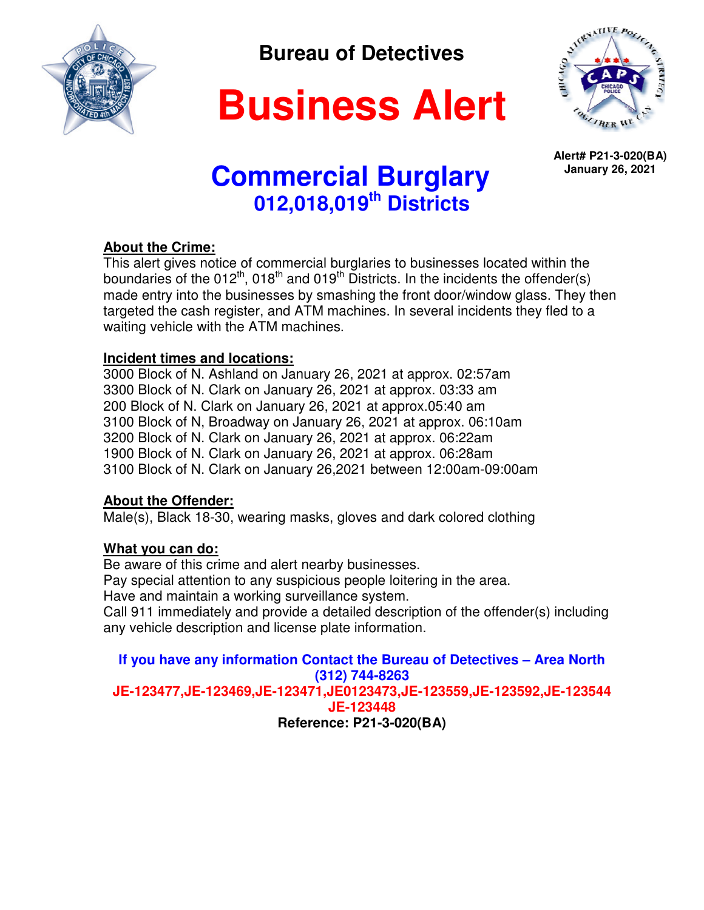# Bureau of Detectives

# Business Alert

**Alert# P21-3-020(BA)**
**January 26, 2021**

## Commercial Burglary
### 012,018,019th Districts

**About the Crime:**
This alert gives notice of commercial burglaries to businesses located within the boundaries of the 012th, 018th and 019th Districts. In the incidents the offender(s) made entry into the businesses by smashing the front door/window glass. They then targeted the cash register, and ATM machines. In several incidents they fled to a waiting vehicle with the ATM machines.

**Incident times and locations:**
3000 Block of N. Ashland on January 26, 2021 at approx. 02:57am
3300 Block of N. Clark on January 26, 2021 at approx. 03:33 am
200 Block of N. Clark on January 26, 2021 at approx.05:40 am
3100 Block of N, Broadway on January 26, 2021 at approx. 06:10am
3200 Block of N. Clark on January 26, 2021 at approx. 06:22am
1900 Block of N. Clark on January 26, 2021 at approx. 06:28am
3100 Block of N. Clark on January 26,2021 between 12:00am-09:00am

**About the Offender:**
Male(s), Black 18-30, wearing masks, gloves and dark colored clothing

**What you can do:**
Be aware of this crime and alert nearby businesses.
Pay special attention to any suspicious people loitering in the area.
Have and maintain a working surveillance system.
Call 911 immediately and provide a detailed description of the offender(s) including any vehicle description and license plate information.

**If you have any information Contact the Bureau of Detectives – Area North**
**(312) 744-8263**
**JE-123477,JE-123469,JE-123471,JE0123473,JE-123559,JE-123592,JE-123544**
**JE-123448**
**Reference: P21-3-020(BA)**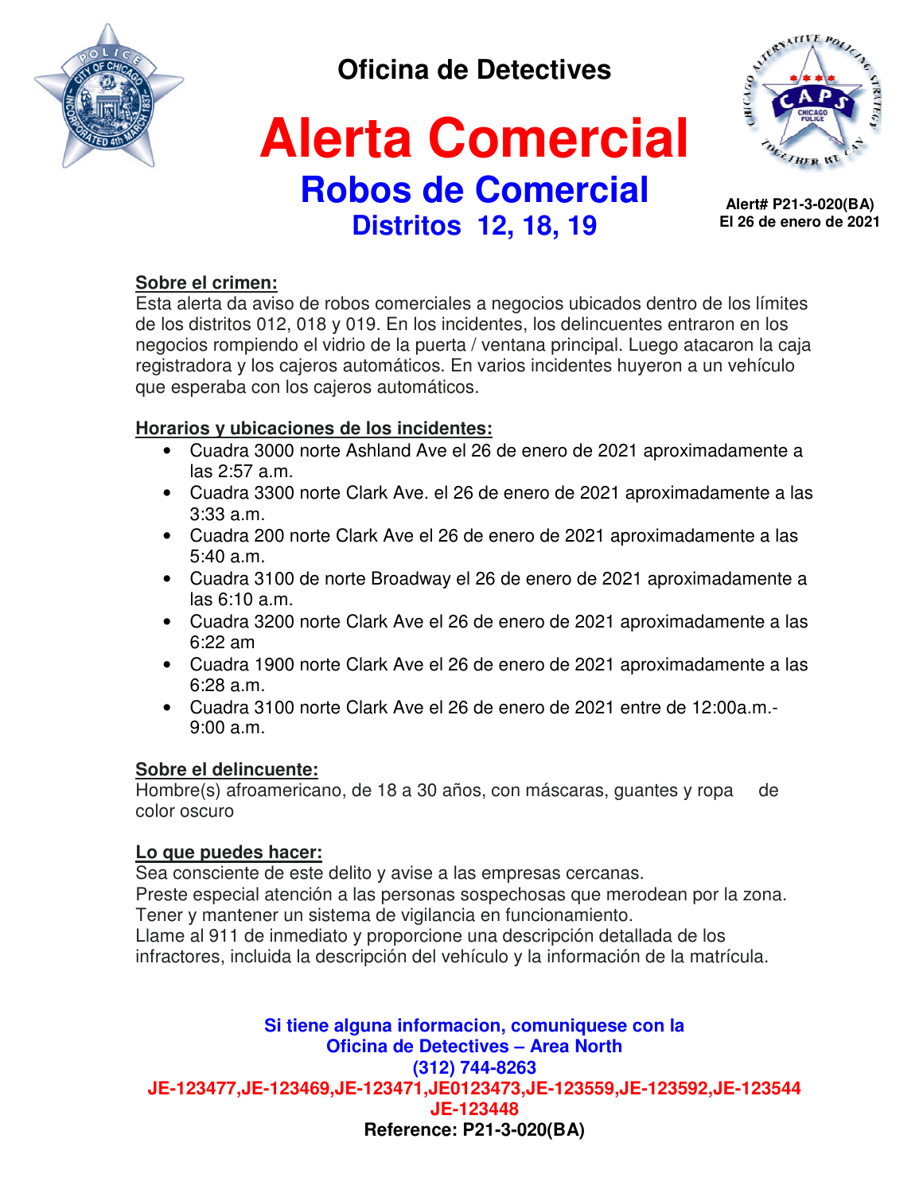Oficina de Detectives

# Alerta Comercial

## Robos de Comercial

### Distritos 12, 18, 19

**Alert# P21-3-020(BA)**
**El 26 de enero de 2021**

**Sobre el crimen:**

Esta alerta da aviso de robos comerciales a negocios ubicados dentro de los límites de los distritos 012, 018 y 019. En los incidentes, los delincuentes entraron en los negocios rompiendo el vidrio de la puerta / ventana principal. Luego atacaron la caja registradora y los cajeros automáticos. En varios incidentes huyeron a un vehículo que esperaba con los cajeros automáticos.

**Horarios y ubicaciones de los incidentes:**

- Cuadra 3000 norte Ashland Ave el 26 de enero de 2021 aproximadamente a las 2:57 a.m.
- Cuadra 3300 norte Clark Ave. el 26 de enero de 2021 aproximadamente a las 3:33 a.m.
- Cuadra 200 norte Clark Ave el 26 de enero de 2021 aproximadamente a las 5:40 a.m.
- Cuadra 3100 de norte Broadway el 26 de enero de 2021 aproximadamente a las 6:10 a.m.
- Cuadra 3200 norte Clark Ave el 26 de enero de 2021 aproximadamente a las 6:22 am
- Cuadra 1900 norte Clark Ave el 26 de enero de 2021 aproximadamente a las 6:28 a.m.
- Cuadra 3100 norte Clark Ave el 26 de enero de 2021 entre de 12:00a.m.- 9:00 a.m.

**Sobre el delincuente:**

Hombre(s) afroamericano, de 18 a 30 años, con máscaras, guantes y ropa de color oscuro

**Lo que puedes hacer:**

Sea consciente de este delito y avise a las empresas cercanas.
Preste especial atención a las personas sospechosas que merodean por la zona.
Tener y mantener un sistema de vigilancia en funcionamiento.
Llame al 911 de inmediato y proporcione una descripción detallada de los infractores, incluida la descripción del vehículo y la información de la matrícula.

**Si tiene alguna informacion, comuniquese con la**
**Oficina de Detectives – Area North**
**(312) 744-8263**
**JE-123477,JE-123469,JE-123471,JE0123473,JE-123559,JE-123592,JE-123544**
**JE-123448**
**Reference: P21-3-020(BA)**